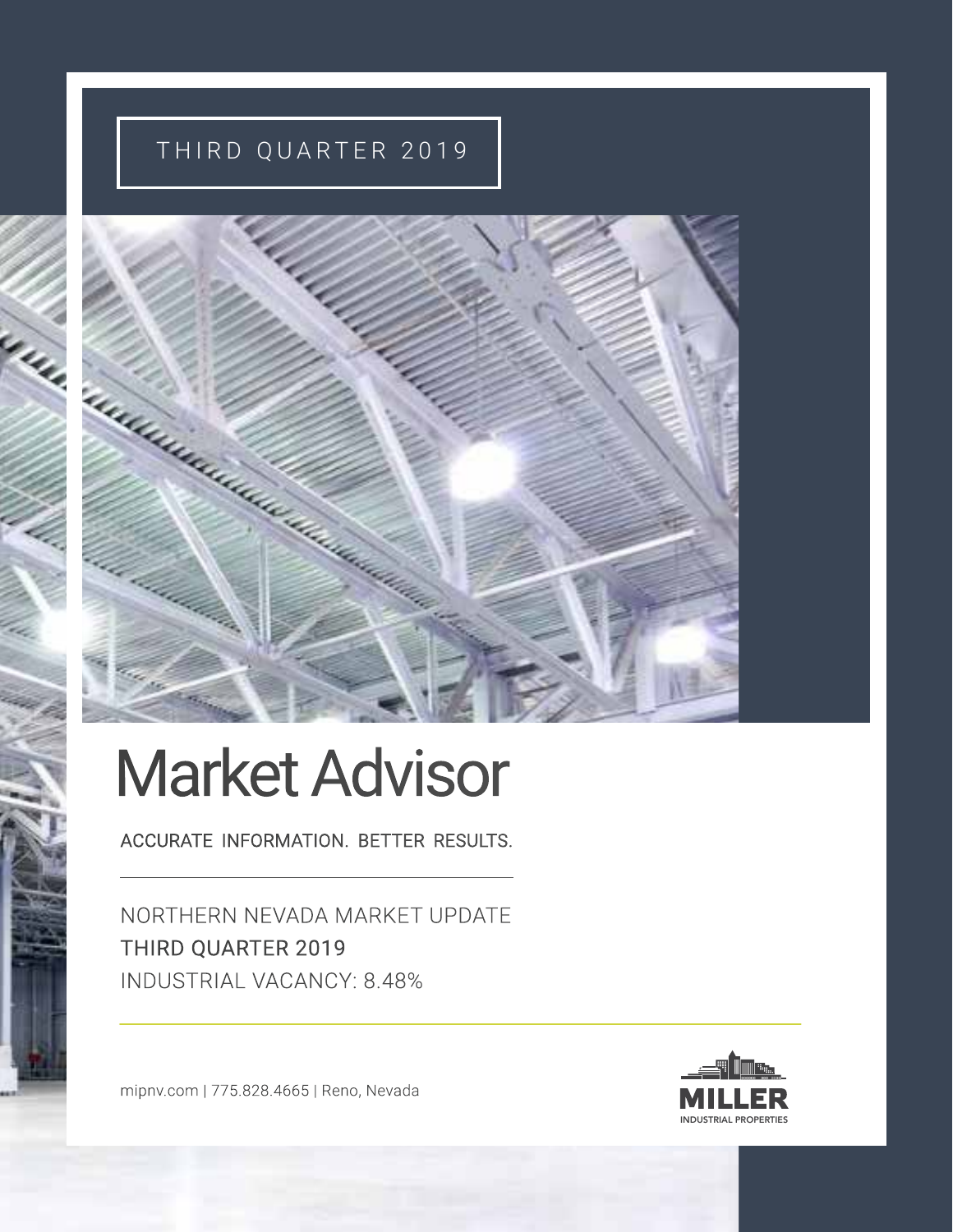THIRD QUARTER 2019

# Market Advisor

ACCURATE INFORMATION. BETTER RESULTS.

NORTHERN NEVADA MARKET UPDATE

THIRD QUARTER 2019

INDUSTRIAL VACANCY: 8.48%

mipnv.com | 775.828.4665 | Reno, Nevada

MILLER INDUSTRIAL PROPERTIES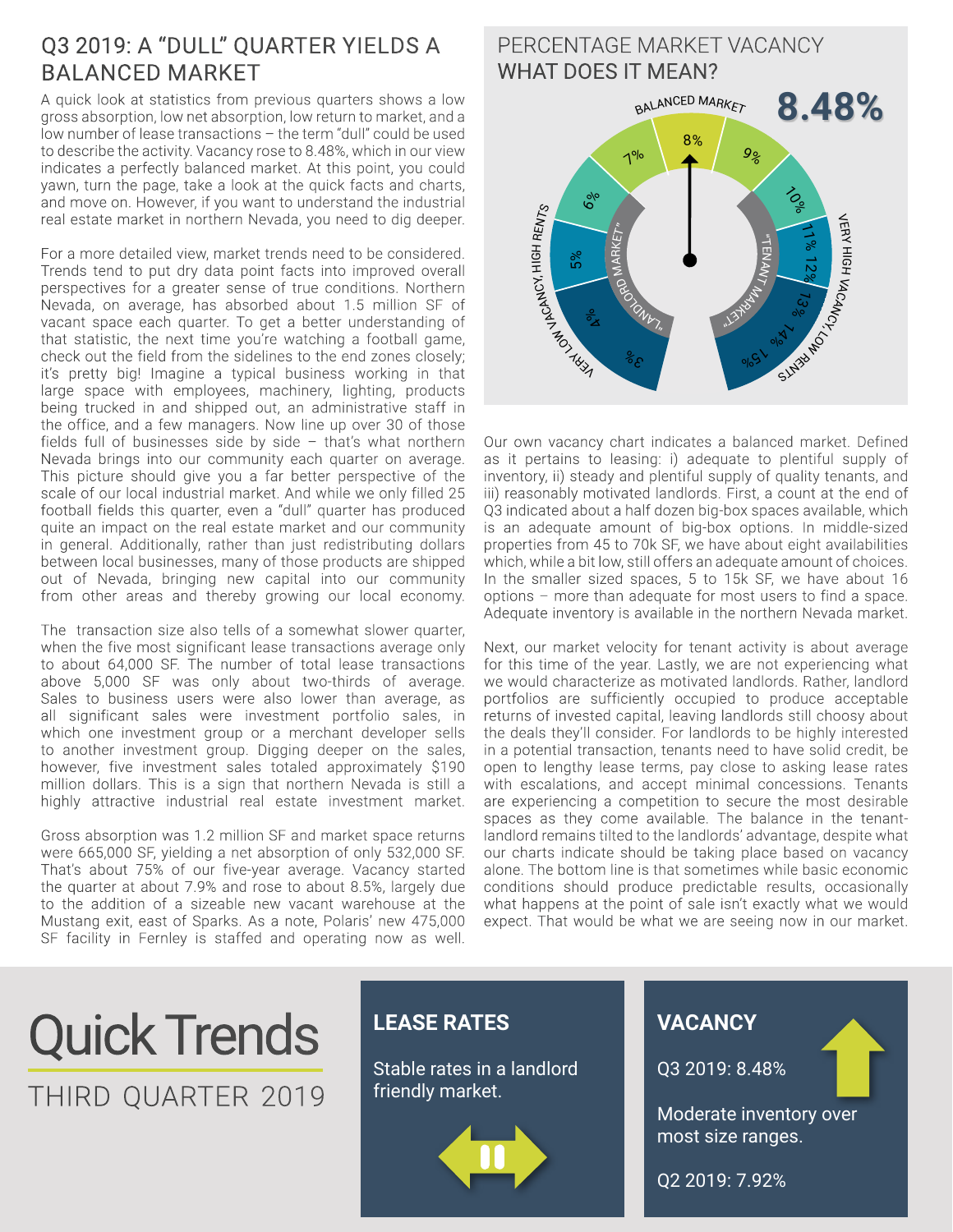## Q3 2019: A "DULL" QUARTER YIELDS A BALANCED MARKET

A quick look at statistics from previous quarters shows a low gross absorption, low net absorption, low return to market, and a low number of lease transactions – the term "dull" could be used to describe the activity. Vacancy rose to 8.48%, which in our view indicates a perfectly balanced market. At this point, you could yawn, turn the page, take a look at the quick facts and charts, and move on. However, if you want to understand the industrial real estate market in northern Nevada, you need to dig deeper.

For a more detailed view, market trends need to be considered. Trends tend to put dry data point facts into improved overall perspectives for a greater sense of true conditions. Northern Nevada, on average, has absorbed about 1.5 million SF of vacant space each quarter. To get a better understanding of that statistic, the next time you're watching a football game, check out the field from the sidelines to the end zones closely; it's pretty big! Imagine a typical business working in that large space with employees, machinery, lighting, products being trucked in and shipped out, an administrative staff in the office, and a few managers. Now line up over 30 of those fields full of businesses side by side – that's what northern Nevada brings into our community each quarter on average. This picture should give you a far better perspective of the scale of our local industrial market. And while we only filled 25 football fields this quarter, even a "dull" quarter has produced quite an impact on the real estate market and our community in general. Additionally, rather than just redistributing dollars between local businesses, many of those products are shipped out of Nevada, bringing new capital into our community from other areas and thereby growing our local economy.

The transaction size also tells of a somewhat slower quarter, when the five most significant lease transactions average only to about 64,000 SF. The number of total lease transactions above 5,000 SF was only about two-thirds of average. Sales to business users were also lower than average, as all significant sales were investment portfolio sales, in which one investment group or a merchant developer sells to another investment group. Digging deeper on the sales, however, five investment sales totaled approximately $190 million dollars. This is a sign that northern Nevada is still a highly attractive industrial real estate investment market.

Gross absorption was 1.2 million SF and market space returns were 665,000 SF, yielding a net absorption of only 532,000 SF. That's about 75% of our five-year average. Vacancy started the quarter at about 7.9% and rose to about 8.5%, largely due to the addition of a sizeable new vacant warehouse at the Mustang exit, east of Sparks. As a note, Polaris' new 475,000 SF facility in Fernley is staffed and operating now as well.

## PERCENTAGE MARKET VACANCY WHAT DOES IT MEAN?

BALANCED MARKET **8.48%**

VERY LOW VACANCY, HIGH RENTS — "LANDLORD MARKET" — 3% 4% 5% 6% 7% 8% 9% 10% 11% 12% 13% 14% 15% — "TENANT MARKET" — VERY HIGH VACANCY, LOW RENTS

Our own vacancy chart indicates a balanced market. Defined as it pertains to leasing: i) adequate to plentiful supply of inventory, ii) steady and plentiful supply of quality tenants, and iii) reasonably motivated landlords. First, a count at the end of Q3 indicated about a half dozen big-box spaces available, which is an adequate amount of big-box options. In middle-sized properties from 45 to 70k SF, we have about eight availabilities which, while a bit low, still offers an adequate amount of choices. In the smaller sized spaces, 5 to 15k SF, we have about 16 options – more than adequate for most users to find a space. Adequate inventory is available in the northern Nevada market.

Next, our market velocity for tenant activity is about average for this time of the year. Lastly, we are not experiencing what we would characterize as motivated landlords. Rather, landlord portfolios are sufficiently occupied to produce acceptable returns of invested capital, leaving landlords still choosy about the deals they'll consider. For landlords to be highly interested in a potential transaction, tenants need to have solid credit, be open to lengthy lease terms, pay close to asking lease rates with escalations, and accept minimal concessions. Tenants are experiencing a competition to secure the most desirable spaces as they come available. The balance in the tenant-landlord remains tilted to the landlords' advantage, despite what our charts indicate should be taking place based on vacancy alone. The bottom line is that sometimes while basic economic conditions should produce predictable results, occasionally what happens at the point of sale isn't exactly what we would expect. That would be what we are seeing now in our market.

# Quick Trends

THIRD QUARTER 2019

### LEASE RATES

Stable rates in a landlord friendly market.

### VACANCY

Q3 2019: 8.48%

Moderate inventory over most size ranges.

Q2 2019: 7.92%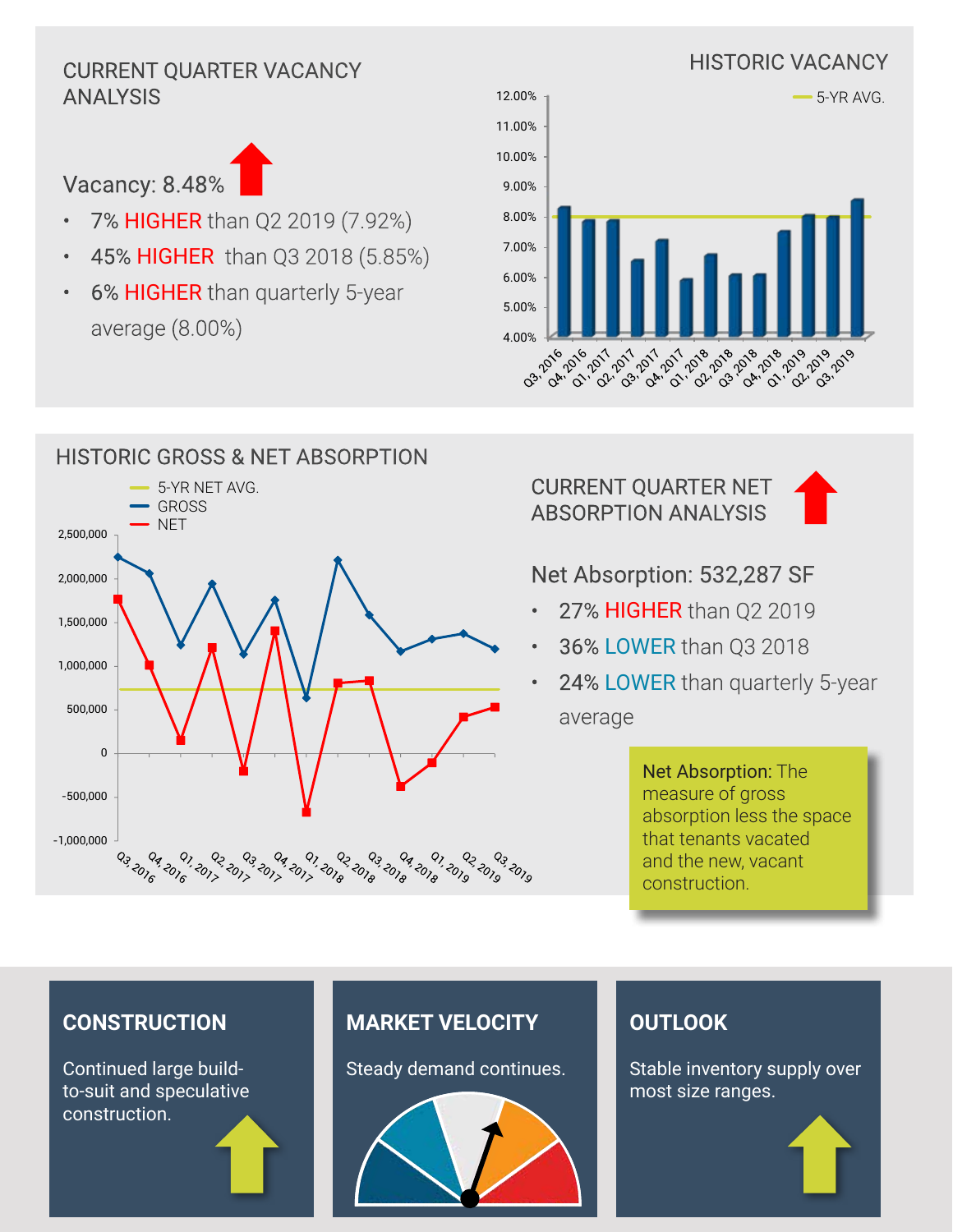## CURRENT QUARTER VACANCY ANALYSIS

Vacancy: 8.48%

- 7% HIGHER than Q2 2019 (7.92%)
- 45% HIGHER than Q3 2018 (5.85%)
- 6% HIGHER than quarterly 5-year average (8.00%)

## HISTORIC VACANCY

## HISTORIC GROSS & NET ABSORPTION

## CURRENT QUARTER NET ABSORPTION ANALYSIS

Net Absorption: 532,287 SF

- 27% HIGHER than Q2 2019
- 36% LOWER than Q3 2018
- 24% LOWER than quarterly 5-year average

**Net Absorption:** The measure of gross absorption less the space that tenants vacated and the new, vacant construction.

## CONSTRUCTION

Continued large build-to-suit and speculative construction.

## MARKET VELOCITY

Steady demand continues.

## OUTLOOK

Stable inventory supply over most size ranges.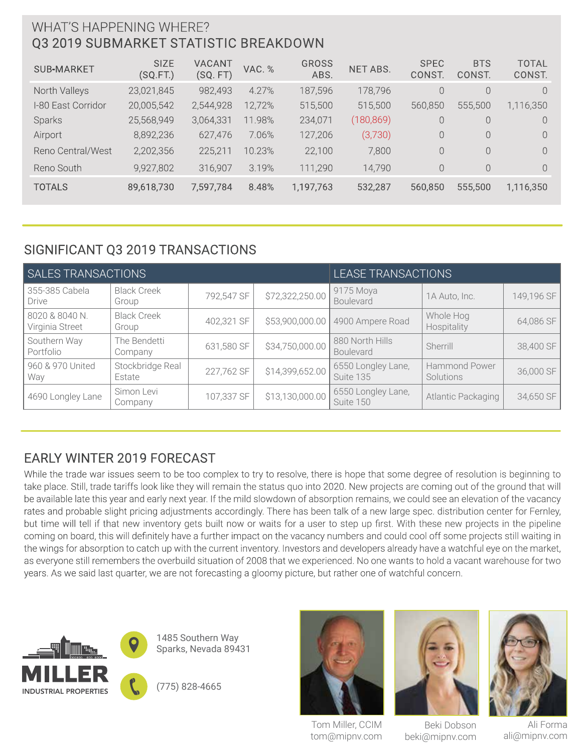## WHAT'S HAPPENING WHERE?
## Q3 2019 SUBMARKET STATISTIC BREAKDOWN

| SUB-MARKET | SIZE (SQ.FT.) | VACANT (SQ. FT) | VAC. % | GROSS ABS. | NET ABS. | SPEC CONST. | BTS CONST. | TOTAL CONST. |
|---|---|---|---|---|---|---|---|---|
| North Valleys | 23,021,845 | 982,493 | 4.27% | 187,596 | 178,796 | 0 | 0 | 0 |
| I-80 East Corridor | 20,005,542 | 2,544,928 | 12,72% | 515,500 | 515,500 | 560,850 | 555,500 | 1,116,350 |
| Sparks | 25,568,949 | 3,064,331 | 11.98% | 234,071 | (180,869) | 0 | 0 | 0 |
| Airport | 8,892,236 | 627,476 | 7.06% | 127,206 | (3,730) | 0 | 0 | 0 |
| Reno Central/West | 2,202,356 | 225,211 | 10.23% | 22,100 | 7,800 | 0 | 0 | 0 |
| Reno South | 9,927,802 | 316,907 | 3.19% | 111,290 | 14,790 | 0 | 0 | 0 |
| TOTALS | 89,618,730 | 7,597,784 | 8.48% | 1,197,763 | 532,287 | 560,850 | 555,500 | 1,116,350 |

## SIGNIFICANT Q3 2019 TRANSACTIONS

| SALES TRANSACTIONS | | | | LEASE TRANSACTIONS | | |
|---|---|---|---|---|---|---|
| 355-385 Cabela Drive | Black Creek Group | 792,547 SF | $72,322,250.00 | 9175 Moya Boulevard | 1A Auto, Inc. | 149,196 SF |
| 8020 & 8040 N. Virginia Street | Black Creek Group | 402,321 SF | $53,900,000.00 | 4900 Ampere Road | Whole Hog Hospitality | 64,086 SF |
| Southern Way Portfolio | The Bendetti Company | 631,580 SF | $34,750,000.00 | 880 North Hills Boulevard | Sherrill | 38,400 SF |
| 960 & 970 United Way | Stockbridge Real Estate | 227,762 SF | $14,399,652.00 | 6550 Longley Lane, Suite 135 | Hammond Power Solutions | 36,000 SF |
| 4690 Longley Lane | Simon Levi Company | 107,337 SF | $13,130,000.00 | 6550 Longley Lane, Suite 150 | Atlantic Packaging | 34,650 SF |

## EARLY WINTER 2019 FORECAST

While the trade war issues seem to be too complex to try to resolve, there is hope that some degree of resolution is beginning to take place. Still, trade tariffs look like they will remain the status quo into 2020. New projects are coming out of the ground that will be available late this year and early next year. If the mild slowdown of absorption remains, we could see an elevation of the vacancy rates and probable slight pricing adjustments accordingly. There has been talk of a new large spec. distribution center for Fernley, but time will tell if that new inventory gets built now or waits for a user to step up first. With these new projects in the pipeline coming on board, this will definitely have a further impact on the vacancy numbers and could cool off some projects still waiting in the wings for absorption to catch up with the current inventory. Investors and developers already have a watchful eye on the market, as everyone still remembers the overbuild situation of 2008 that we experienced. No one wants to hold a vacant warehouse for two years. As we said last quarter, we are not forecasting a gloomy picture, but rather one of watchful concern.

MILLER
INDUSTRIAL PROPERTIES

1485 Southern Way
Sparks, Nevada 89431

(775) 828-4665

Tom Miller, CCIM
tom@mipnv.com

Beki Dobson
beki@mipnv.com

Ali Forma
ali@mipnv.com